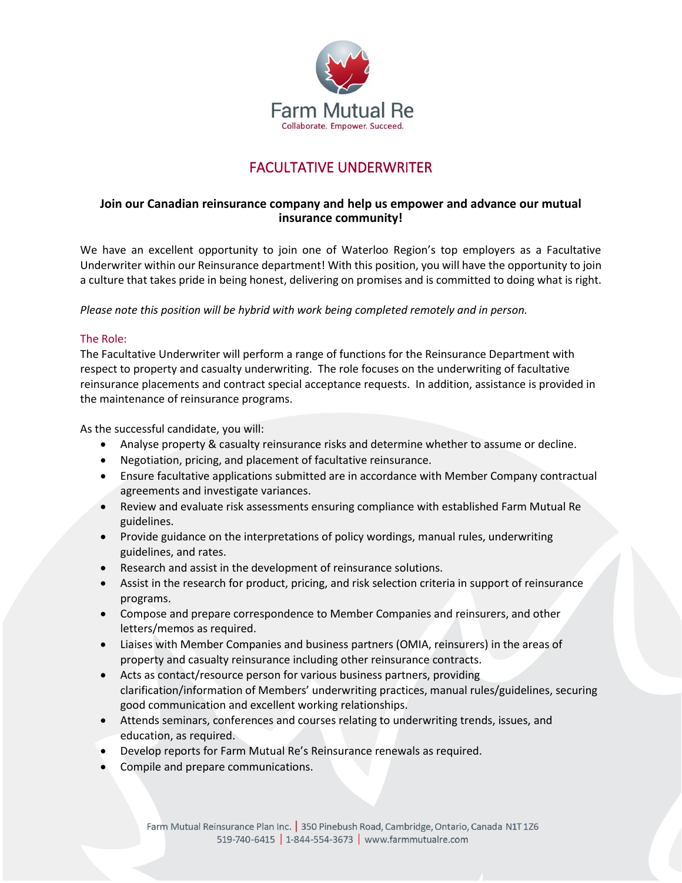Farm Mutual Re

Collaborate. Empower. Succeed.

# FACULTATIVE UNDERWRITER

**Join our Canadian reinsurance company and help us empower and advance our mutual insurance community!**

We have an excellent opportunity to join one of Waterloo Region's top employers as a Facultative Underwriter within our Reinsurance department! With this position, you will have the opportunity to join a culture that takes pride in being honest, delivering on promises and is committed to doing what is right.

*Please note this position will be hybrid with work being completed remotely and in person.*

## The Role:

The Facultative Underwriter will perform a range of functions for the Reinsurance Department with respect to property and casualty underwriting. The role focuses on the underwriting of facultative reinsurance placements and contract special acceptance requests. In addition, assistance is provided in the maintenance of reinsurance programs.

As the successful candidate, you will:

- Analyse property & casualty reinsurance risks and determine whether to assume or decline.
- Negotiation, pricing, and placement of facultative reinsurance.
- Ensure facultative applications submitted are in accordance with Member Company contractual agreements and investigate variances.
- Review and evaluate risk assessments ensuring compliance with established Farm Mutual Re guidelines.
- Provide guidance on the interpretations of policy wordings, manual rules, underwriting guidelines, and rates.
- Research and assist in the development of reinsurance solutions.
- Assist in the research for product, pricing, and risk selection criteria in support of reinsurance programs.
- Compose and prepare correspondence to Member Companies and reinsurers, and other letters/memos as required.
- Liaises with Member Companies and business partners (OMIA, reinsurers) in the areas of property and casualty reinsurance including other reinsurance contracts.
- Acts as contact/resource person for various business partners, providing clarification/information of Members' underwriting practices, manual rules/guidelines, securing good communication and excellent working relationships.
- Attends seminars, conferences and courses relating to underwriting trends, issues, and education, as required.
- Develop reports for Farm Mutual Re's Reinsurance renewals as required.
- Compile and prepare communications.

Farm Mutual Reinsurance Plan Inc. | 350 Pinebush Road, Cambridge, Ontario, Canada N1T 1Z6
519-740-6415 | 1-844-554-3673 | www.farmmutualre.com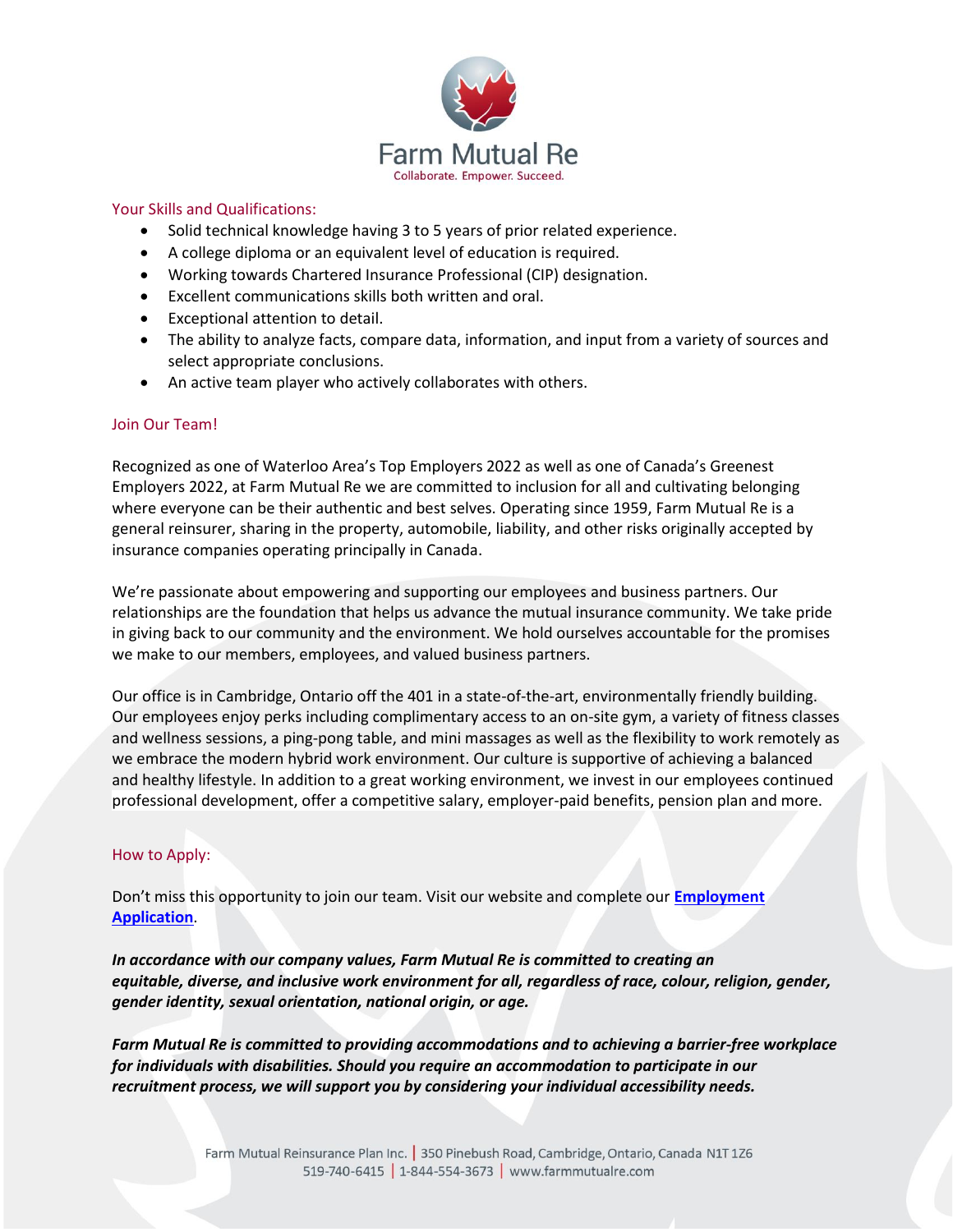Farm Mutual Re

Collaborate. Empower. Succeed.

## Your Skills and Qualifications:

- Solid technical knowledge having 3 to 5 years of prior related experience.
- A college diploma or an equivalent level of education is required.
- Working towards Chartered Insurance Professional (CIP) designation.
- Excellent communications skills both written and oral.
- Exceptional attention to detail.
- The ability to analyze facts, compare data, information, and input from a variety of sources and select appropriate conclusions.
- An active team player who actively collaborates with others.

## Join Our Team!

Recognized as one of Waterloo Area's Top Employers 2022 as well as one of Canada's Greenest Employers 2022, at Farm Mutual Re we are committed to inclusion for all and cultivating belonging where everyone can be their authentic and best selves. Operating since 1959, Farm Mutual Re is a general reinsurer, sharing in the property, automobile, liability, and other risks originally accepted by insurance companies operating principally in Canada.

We're passionate about empowering and supporting our employees and business partners. Our relationships are the foundation that helps us advance the mutual insurance community. We take pride in giving back to our community and the environment. We hold ourselves accountable for the promises we make to our members, employees, and valued business partners.

Our office is in Cambridge, Ontario off the 401 in a state-of-the-art, environmentally friendly building. Our employees enjoy perks including complimentary access to an on-site gym, a variety of fitness classes and wellness sessions, a ping-pong table, and mini massages as well as the flexibility to work remotely as we embrace the modern hybrid work environment. Our culture is supportive of achieving a balanced and healthy lifestyle. In addition to a great working environment, we invest in our employees continued professional development, offer a competitive salary, employer-paid benefits, pension plan and more.

## How to Apply:

Don't miss this opportunity to join our team. Visit our website and complete our **Employment Application**.

***In accordance with our company values, Farm Mutual Re is committed to creating an equitable, diverse, and inclusive work environment for all, regardless of race, colour, religion, gender, gender identity, sexual orientation, national origin, or age.***

***Farm Mutual Re is committed to providing accommodations and to achieving a barrier-free workplace for individuals with disabilities. Should you require an accommodation to participate in our recruitment process, we will support you by considering your individual accessibility needs.***

Farm Mutual Reinsurance Plan Inc. | 350 Pinebush Road, Cambridge, Ontario, Canada N1T 1Z6
519-740-6415 | 1-844-554-3673 | www.farmmutualre.com